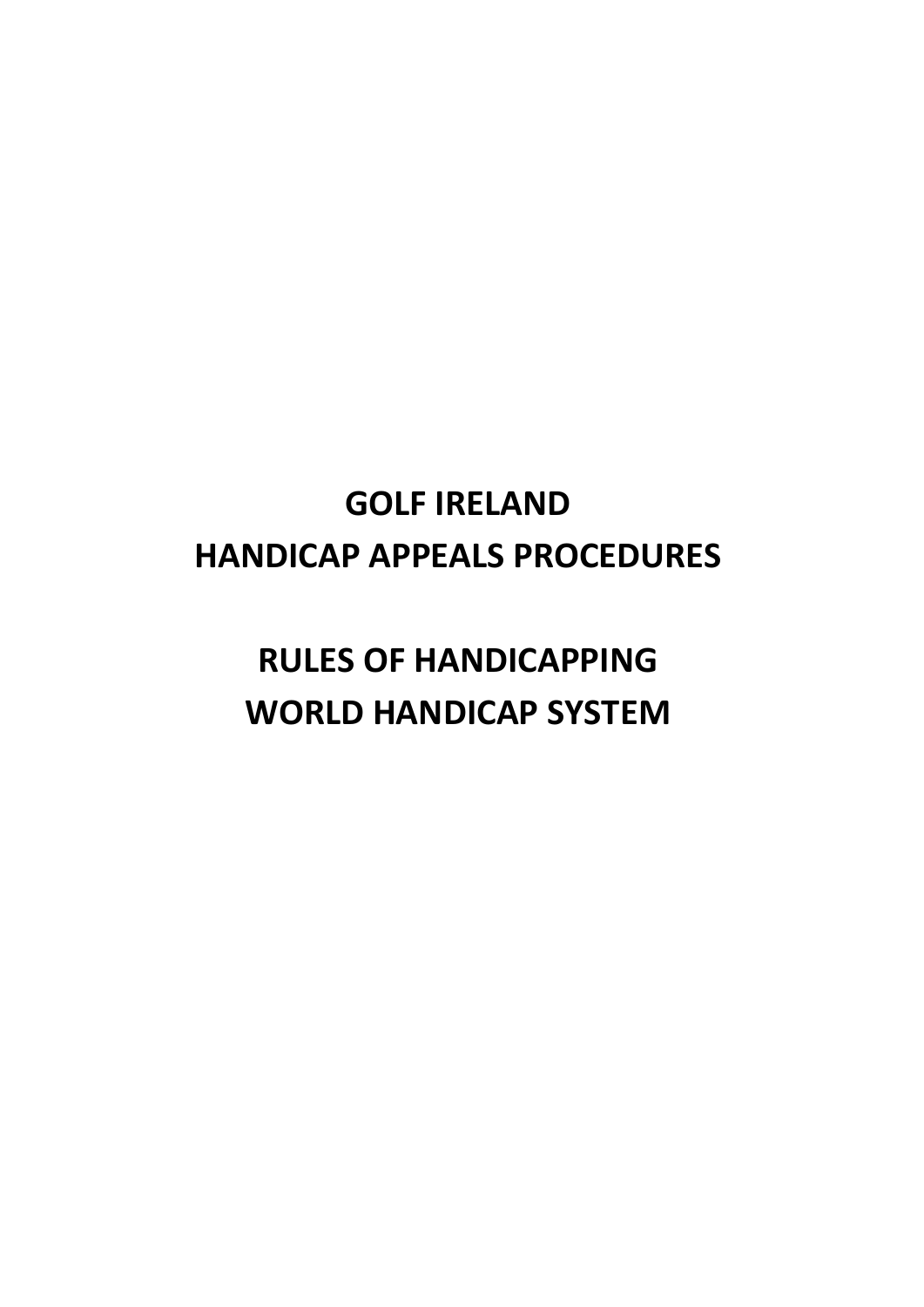# GOLF IRELAND
# HANDICAP APPEALS PROCEDURES

# RULES OF HANDICAPPING
# WORLD HANDICAP SYSTEM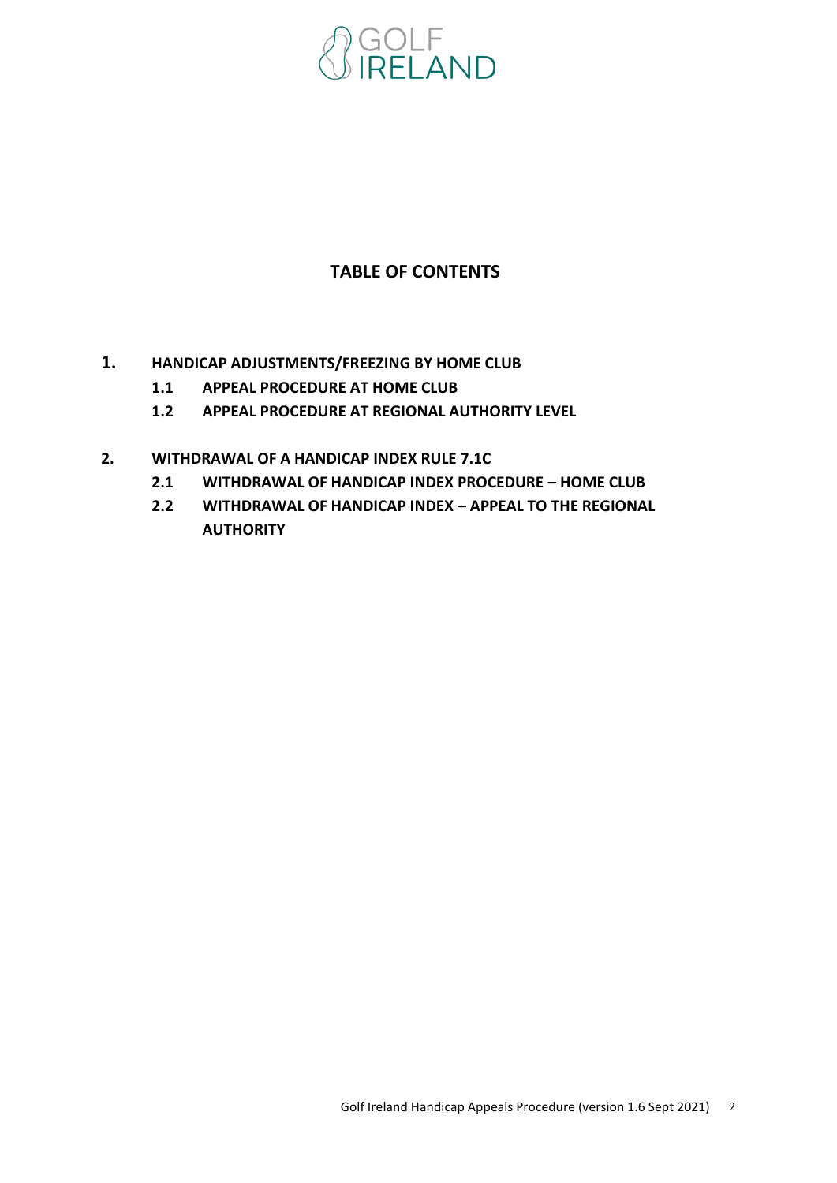## TABLE OF CONTENTS

**1. HANDICAP ADJUSTMENTS/FREEZING BY HOME CLUB**

- **1.1 APPEAL PROCEDURE AT HOME CLUB**
- **1.2 APPEAL PROCEDURE AT REGIONAL AUTHORITY LEVEL**

**2. WITHDRAWAL OF A HANDICAP INDEX RULE 7.1C**

- **2.1 WITHDRAWAL OF HANDICAP INDEX PROCEDURE – HOME CLUB**
- **2.2 WITHDRAWAL OF HANDICAP INDEX – APPEAL TO THE REGIONAL AUTHORITY**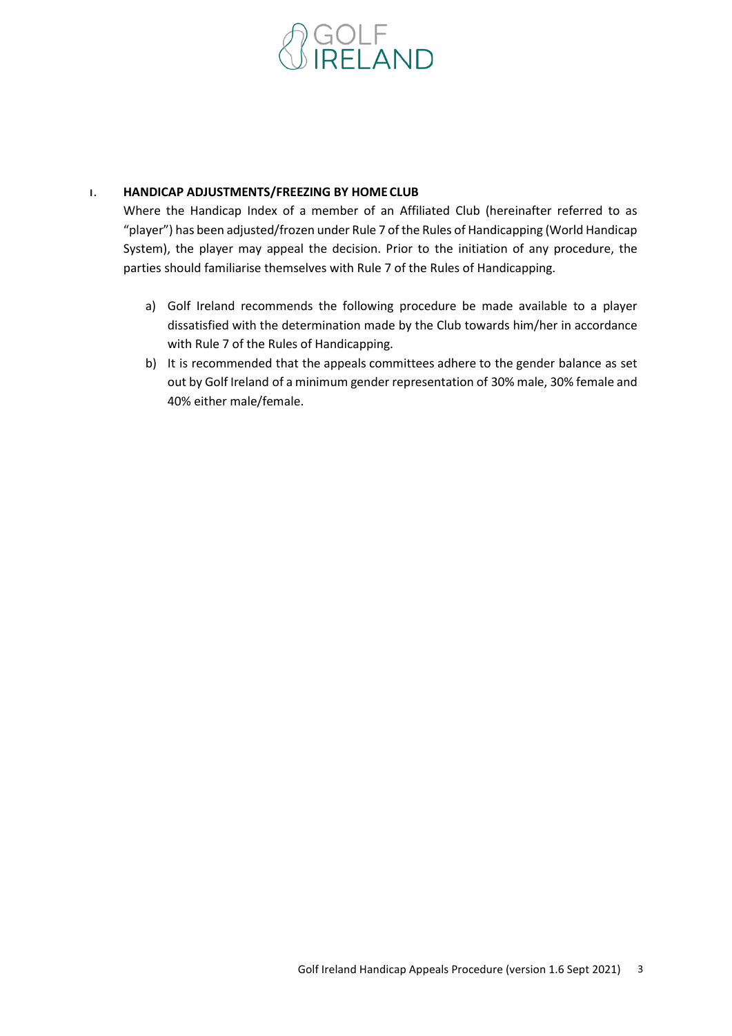## 1. HANDICAP ADJUSTMENTS/FREEZING BY HOME CLUB

Where the Handicap Index of a member of an Affiliated Club (hereinafter referred to as "player") has been adjusted/frozen under Rule 7 of the Rules of Handicapping (World Handicap System), the player may appeal the decision. Prior to the initiation of any procedure, the parties should familiarise themselves with Rule 7 of the Rules of Handicapping.

a) Golf Ireland recommends the following procedure be made available to a player dissatisfied with the determination made by the Club towards him/her in accordance with Rule 7 of the Rules of Handicapping.

b) It is recommended that the appeals committees adhere to the gender balance as set out by Golf Ireland of a minimum gender representation of 30% male, 30% female and 40% either male/female.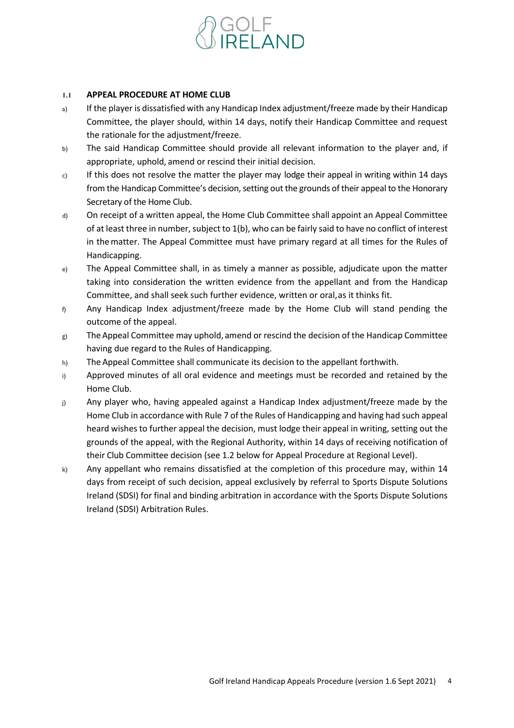### 1.1 APPEAL PROCEDURE AT HOME CLUB

a) If the player is dissatisfied with any Handicap Index adjustment/freeze made by their Handicap Committee, the player should, within 14 days, notify their Handicap Committee and request the rationale for the adjustment/freeze.

b) The said Handicap Committee should provide all relevant information to the player and, if appropriate, uphold, amend or rescind their initial decision.

c) If this does not resolve the matter the player may lodge their appeal in writing within 14 days from the Handicap Committee's decision, setting out the grounds of their appeal to the Honorary Secretary of the Home Club.

d) On receipt of a written appeal, the Home Club Committee shall appoint an Appeal Committee of at least three in number, subject to 1(b), who can be fairly said to have no conflict of interest in the matter. The Appeal Committee must have primary regard at all times for the Rules of Handicapping.

e) The Appeal Committee shall, in as timely a manner as possible, adjudicate upon the matter taking into consideration the written evidence from the appellant and from the Handicap Committee, and shall seek such further evidence, written or oral, as it thinks fit.

f) Any Handicap Index adjustment/freeze made by the Home Club will stand pending the outcome of the appeal.

g) The Appeal Committee may uphold, amend or rescind the decision of the Handicap Committee having due regard to the Rules of Handicapping.

h) The Appeal Committee shall communicate its decision to the appellant forthwith.

i) Approved minutes of all oral evidence and meetings must be recorded and retained by the Home Club.

j) Any player who, having appealed against a Handicap Index adjustment/freeze made by the Home Club in accordance with Rule 7 of the Rules of Handicapping and having had such appeal heard wishes to further appeal the decision, must lodge their appeal in writing, setting out the grounds of the appeal, with the Regional Authority, within 14 days of receiving notification of their Club Committee decision (see 1.2 below for Appeal Procedure at Regional Level).

k) Any appellant who remains dissatisfied at the completion of this procedure may, within 14 days from receipt of such decision, appeal exclusively by referral to Sports Dispute Solutions Ireland (SDSI) for final and binding arbitration in accordance with the Sports Dispute Solutions Ireland (SDSI) Arbitration Rules.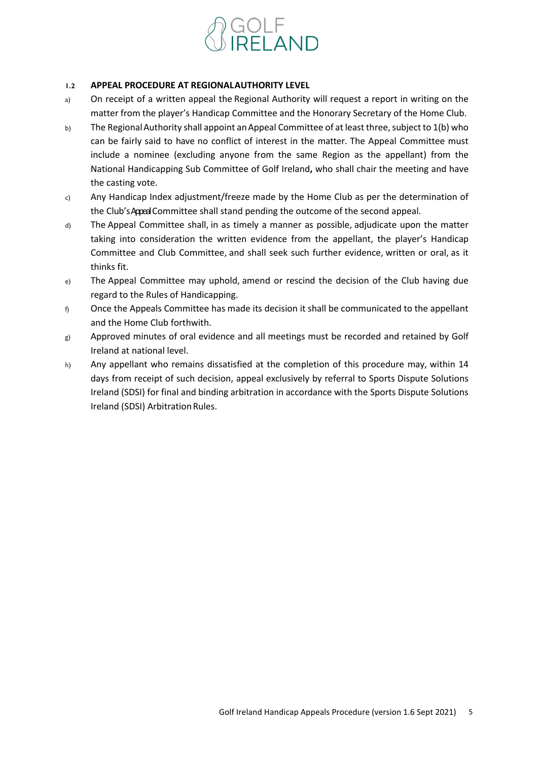### 1.2 APPEAL PROCEDURE AT REGIONAL AUTHORITY LEVEL

a) On receipt of a written appeal the Regional Authority will request a report in writing on the matter from the player's Handicap Committee and the Honorary Secretary of the Home Club.

b) The Regional Authority shall appoint an Appeal Committee of at least three, subject to 1(b) who can be fairly said to have no conflict of interest in the matter. The Appeal Committee must include a nominee (excluding anyone from the same Region as the appellant) from the National Handicapping Sub Committee of Golf Ireland**,** who shall chair the meeting and have the casting vote.

c) Any Handicap Index adjustment/freeze made by the Home Club as per the determination of the Club's Appeal Committee shall stand pending the outcome of the second appeal.

d) The Appeal Committee shall, in as timely a manner as possible, adjudicate upon the matter taking into consideration the written evidence from the appellant, the player's Handicap Committee and Club Committee, and shall seek such further evidence, written or oral, as it thinks fit.

e) The Appeal Committee may uphold, amend or rescind the decision of the Club having due regard to the Rules of Handicapping.

f) Once the Appeals Committee has made its decision it shall be communicated to the appellant and the Home Club forthwith.

g) Approved minutes of oral evidence and all meetings must be recorded and retained by Golf Ireland at national level.

h) Any appellant who remains dissatisfied at the completion of this procedure may, within 14 days from receipt of such decision, appeal exclusively by referral to Sports Dispute Solutions Ireland (SDSI) for final and binding arbitration in accordance with the Sports Dispute Solutions Ireland (SDSI) Arbitration Rules.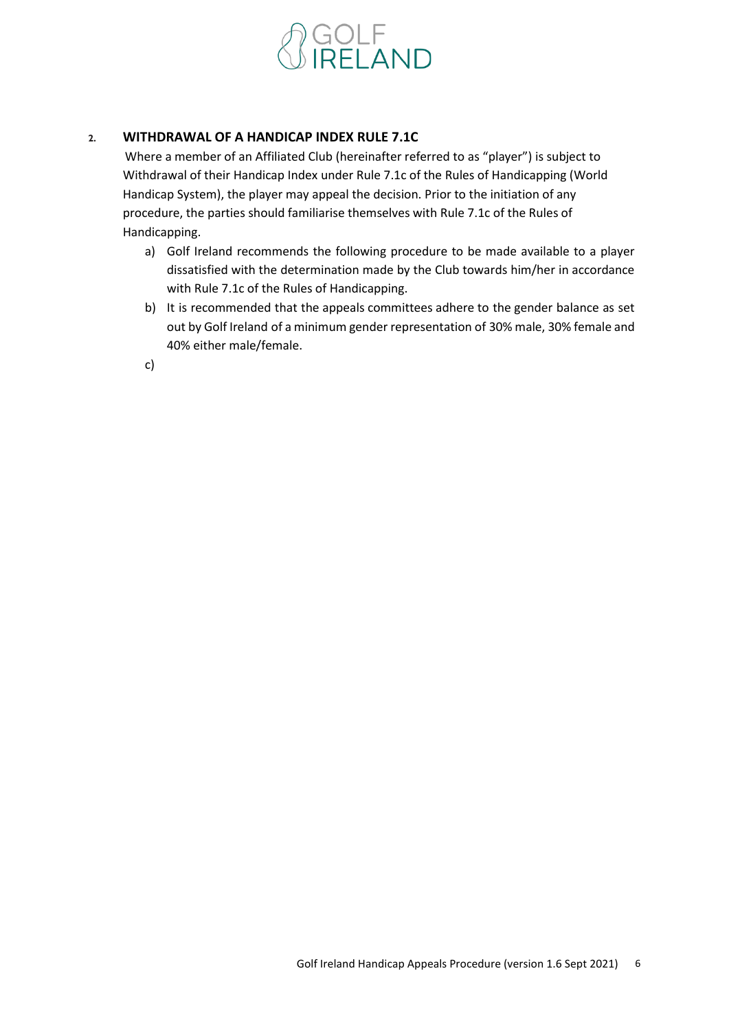## 2. WITHDRAWAL OF A HANDICAP INDEX RULE 7.1C

Where a member of an Affiliated Club (hereinafter referred to as "player") is subject to Withdrawal of their Handicap Index under Rule 7.1c of the Rules of Handicapping (World Handicap System), the player may appeal the decision. Prior to the initiation of any procedure, the parties should familiarise themselves with Rule 7.1c of the Rules of Handicapping.

a) Golf Ireland recommends the following procedure to be made available to a player dissatisfied with the determination made by the Club towards him/her in accordance with Rule 7.1c of the Rules of Handicapping.

b) It is recommended that the appeals committees adhere to the gender balance as set out by Golf Ireland of a minimum gender representation of 30% male, 30% female and 40% either male/female.

c)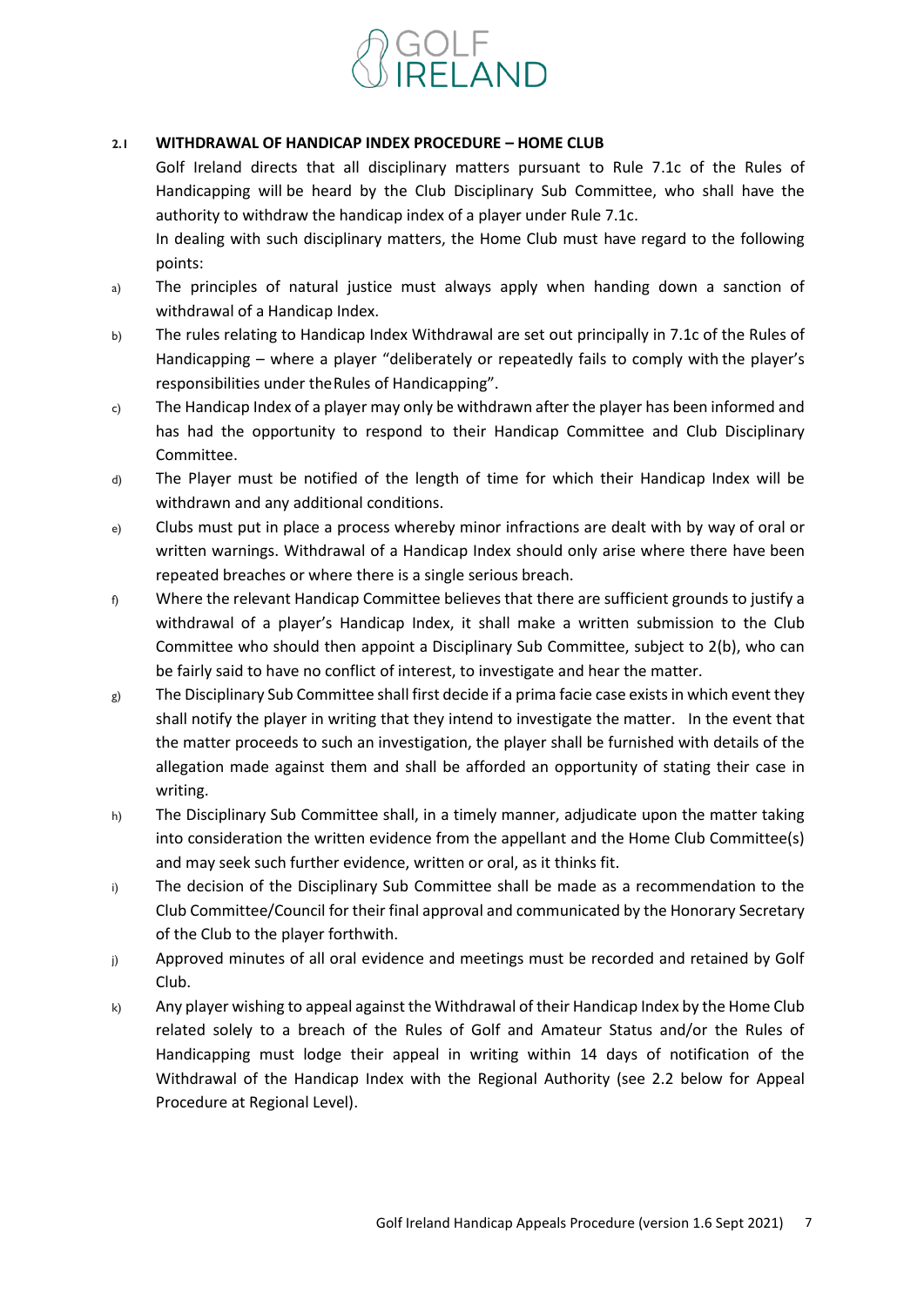## 2.1 WITHDRAWAL OF HANDICAP INDEX PROCEDURE – HOME CLUB

Golf Ireland directs that all disciplinary matters pursuant to Rule 7.1c of the Rules of Handicapping will be heard by the Club Disciplinary Sub Committee, who shall have the authority to withdraw the handicap index of a player under Rule 7.1c.

In dealing with such disciplinary matters, the Home Club must have regard to the following points:

a) The principles of natural justice must always apply when handing down a sanction of withdrawal of a Handicap Index.

b) The rules relating to Handicap Index Withdrawal are set out principally in 7.1c of the Rules of Handicapping – where a player "deliberately or repeatedly fails to comply with the player's responsibilities under the Rules of Handicapping".

c) The Handicap Index of a player may only be withdrawn after the player has been informed and has had the opportunity to respond to their Handicap Committee and Club Disciplinary Committee.

d) The Player must be notified of the length of time for which their Handicap Index will be withdrawn and any additional conditions.

e) Clubs must put in place a process whereby minor infractions are dealt with by way of oral or written warnings. Withdrawal of a Handicap Index should only arise where there have been repeated breaches or where there is a single serious breach.

f) Where the relevant Handicap Committee believes that there are sufficient grounds to justify a withdrawal of a player's Handicap Index, it shall make a written submission to the Club Committee who should then appoint a Disciplinary Sub Committee, subject to 2(b), who can be fairly said to have no conflict of interest, to investigate and hear the matter.

g) The Disciplinary Sub Committee shall first decide if a prima facie case exists in which event they shall notify the player in writing that they intend to investigate the matter. In the event that the matter proceeds to such an investigation, the player shall be furnished with details of the allegation made against them and shall be afforded an opportunity of stating their case in writing.

h) The Disciplinary Sub Committee shall, in a timely manner, adjudicate upon the matter taking into consideration the written evidence from the appellant and the Home Club Committee(s) and may seek such further evidence, written or oral, as it thinks fit.

i) The decision of the Disciplinary Sub Committee shall be made as a recommendation to the Club Committee/Council for their final approval and communicated by the Honorary Secretary of the Club to the player forthwith.

j) Approved minutes of all oral evidence and meetings must be recorded and retained by Golf Club.

k) Any player wishing to appeal against the Withdrawal of their Handicap Index by the Home Club related solely to a breach of the Rules of Golf and Amateur Status and/or the Rules of Handicapping must lodge their appeal in writing within 14 days of notification of the Withdrawal of the Handicap Index with the Regional Authority (see 2.2 below for Appeal Procedure at Regional Level).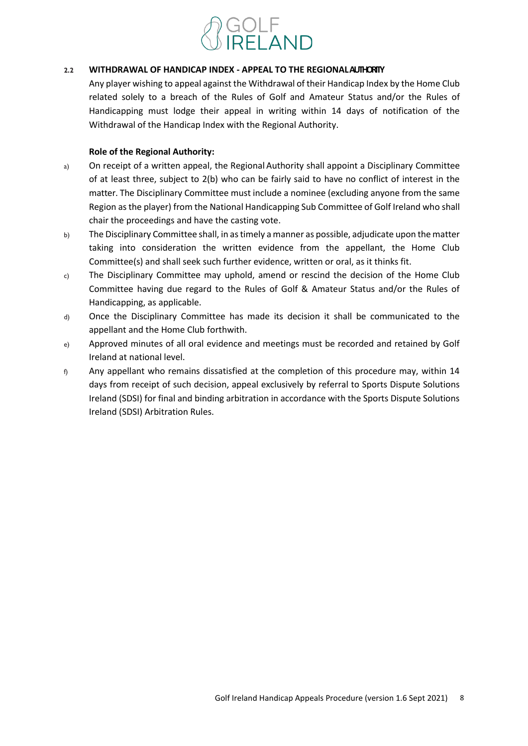## 2.2 WITHDRAWAL OF HANDICAP INDEX - APPEAL TO THE REGIONAL AUTHORITY

Any player wishing to appeal against the Withdrawal of their Handicap Index by the Home Club related solely to a breach of the Rules of Golf and Amateur Status and/or the Rules of Handicapping must lodge their appeal in writing within 14 days of notification of the Withdrawal of the Handicap Index with the Regional Authority.

**Role of the Regional Authority:**

a) On receipt of a written appeal, the Regional Authority shall appoint a Disciplinary Committee of at least three, subject to 2(b) who can be fairly said to have no conflict of interest in the matter. The Disciplinary Committee must include a nominee (excluding anyone from the same Region as the player) from the National Handicapping Sub Committee of Golf Ireland who shall chair the proceedings and have the casting vote.

b) The Disciplinary Committee shall, in as timely a manner as possible, adjudicate upon the matter taking into consideration the written evidence from the appellant, the Home Club Committee(s) and shall seek such further evidence, written or oral, as it thinks fit.

c) The Disciplinary Committee may uphold, amend or rescind the decision of the Home Club Committee having due regard to the Rules of Golf & Amateur Status and/or the Rules of Handicapping, as applicable.

d) Once the Disciplinary Committee has made its decision it shall be communicated to the appellant and the Home Club forthwith.

e) Approved minutes of all oral evidence and meetings must be recorded and retained by Golf Ireland at national level.

f) Any appellant who remains dissatisfied at the completion of this procedure may, within 14 days from receipt of such decision, appeal exclusively by referral to Sports Dispute Solutions Ireland (SDSI) for final and binding arbitration in accordance with the Sports Dispute Solutions Ireland (SDSI) Arbitration Rules.